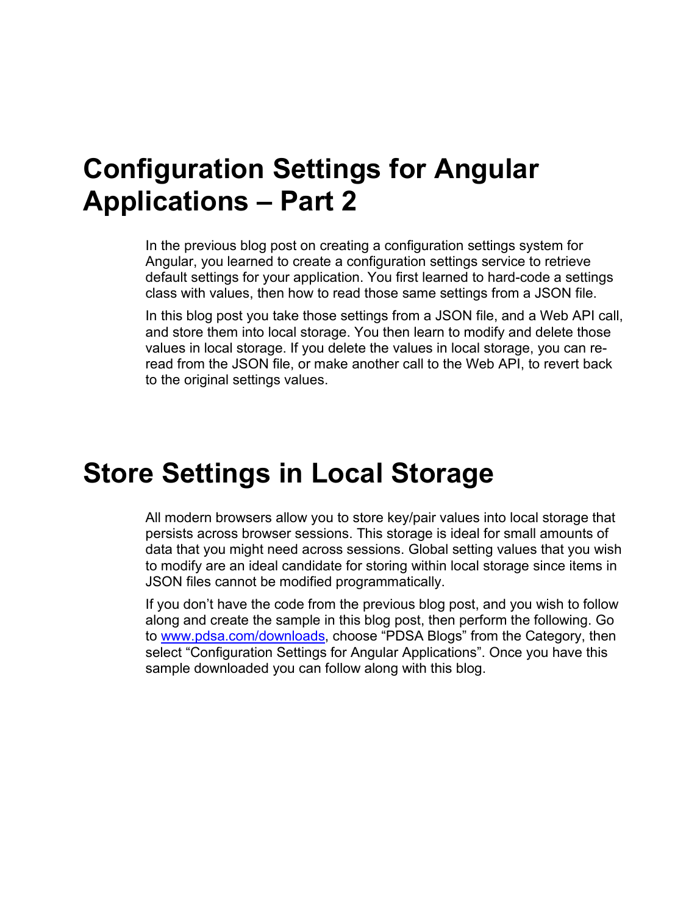# Configuration Settings for Angular Applications – Part 2

In the previous blog post on creating a configuration settings system for Angular, you learned to create a configuration settings service to retrieve default settings for your application. You first learned to hard-code a settings class with values, then how to read those same settings from a JSON file.

In this blog post you take those settings from a JSON file, and a Web API call, and store them into local storage. You then learn to modify and delete those values in local storage. If you delete the values in local storage, you can re-read from the JSON file, or make another call to the Web API, to revert back to the original settings values.

# Store Settings in Local Storage

All modern browsers allow you to store key/pair values into local storage that persists across browser sessions. This storage is ideal for small amounts of data that you might need across sessions. Global setting values that you wish to modify are an ideal candidate for storing within local storage since items in JSON files cannot be modified programmatically.

If you don't have the code from the previous blog post, and you wish to follow along and create the sample in this blog post, then perform the following. Go to [www.pdsa.com/downloads](http://www.pdsa.com/downloads), choose "PDSA Blogs" from the Category, then select "Configuration Settings for Angular Applications". Once you have this sample downloaded you can follow along with this blog.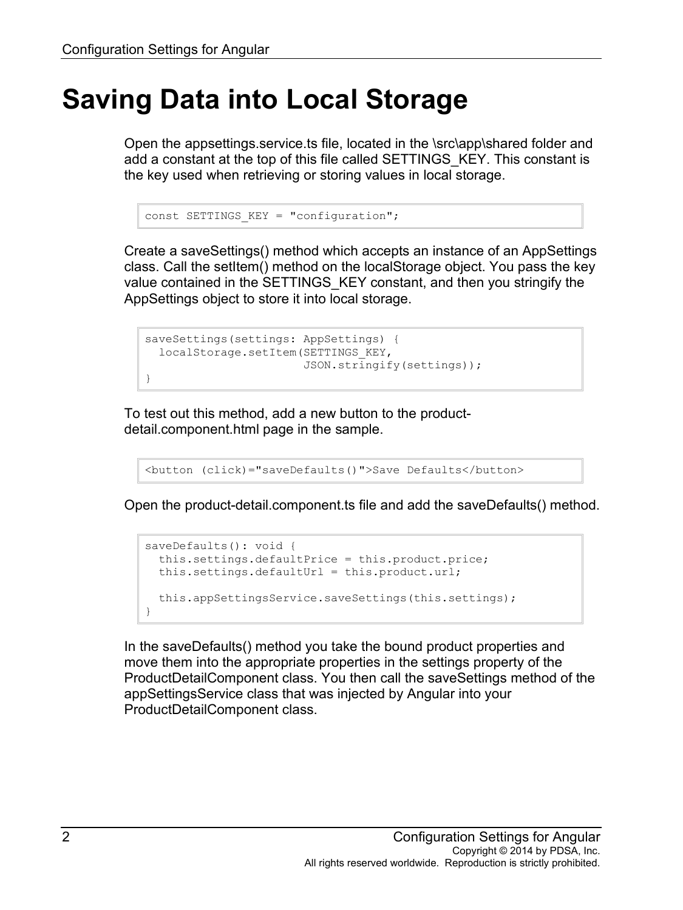# Saving Data into Local Storage

Open the appsettings.service.ts file, located in the \src\app\shared folder and add a constant at the top of this file called SETTINGS_KEY. This constant is the key used when retrieving or storing values in local storage.

```
const SETTINGS_KEY = "configuration";
```

Create a saveSettings() method which accepts an instance of an AppSettings class. Call the setItem() method on the localStorage object. You pass the key value contained in the SETTINGS_KEY constant, and then you stringify the AppSettings object to store it into local storage.

```
saveSettings(settings: AppSettings) {
  localStorage.setItem(SETTINGS_KEY,
                       JSON.stringify(settings));
}
```

To test out this method, add a new button to the product-detail.component.html page in the sample.

```
<button (click)="saveDefaults()">Save Defaults</button>
```

Open the product-detail.component.ts file and add the saveDefaults() method.

```
saveDefaults(): void {
  this.settings.defaultPrice = this.product.price;
  this.settings.defaultUrl = this.product.url;

  this.appSettingsService.saveSettings(this.settings);
}
```

In the saveDefaults() method you take the bound product properties and move them into the appropriate properties in the settings property of the ProductDetailComponent class. You then call the saveSettings method of the appSettingsService class that was injected by Angular into your ProductDetailComponent class.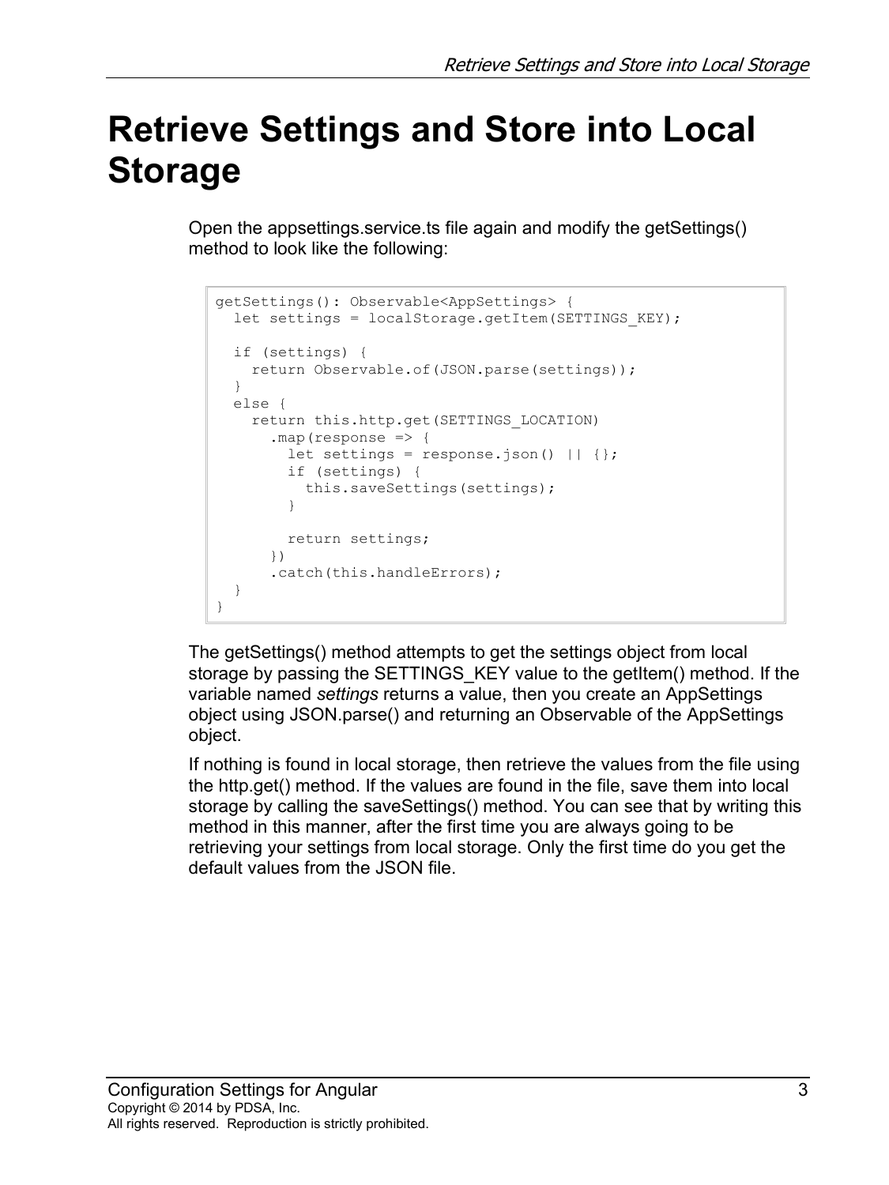# Retrieve Settings and Store into Local Storage

Open the appsettings.service.ts file again and modify the getSettings() method to look like the following:

```
getSettings(): Observable<AppSettings> {
  let settings = localStorage.getItem(SETTINGS_KEY);

  if (settings) {
    return Observable.of(JSON.parse(settings));
  }
  else {
    return this.http.get(SETTINGS_LOCATION)
      .map(response => {
        let settings = response.json() || {};
        if (settings) {
          this.saveSettings(settings);
        }

        return settings;
      })
      .catch(this.handleErrors);
  }
}
```

The getSettings() method attempts to get the settings object from local storage by passing the SETTINGS_KEY value to the getItem() method. If the variable named *settings* returns a value, then you create an AppSettings object using JSON.parse() and returning an Observable of the AppSettings object.

If nothing is found in local storage, then retrieve the values from the file using the http.get() method. If the values are found in the file, save them into local storage by calling the saveSettings() method. You can see that by writing this method in this manner, after the first time you are always going to be retrieving your settings from local storage. Only the first time do you get the default values from the JSON file.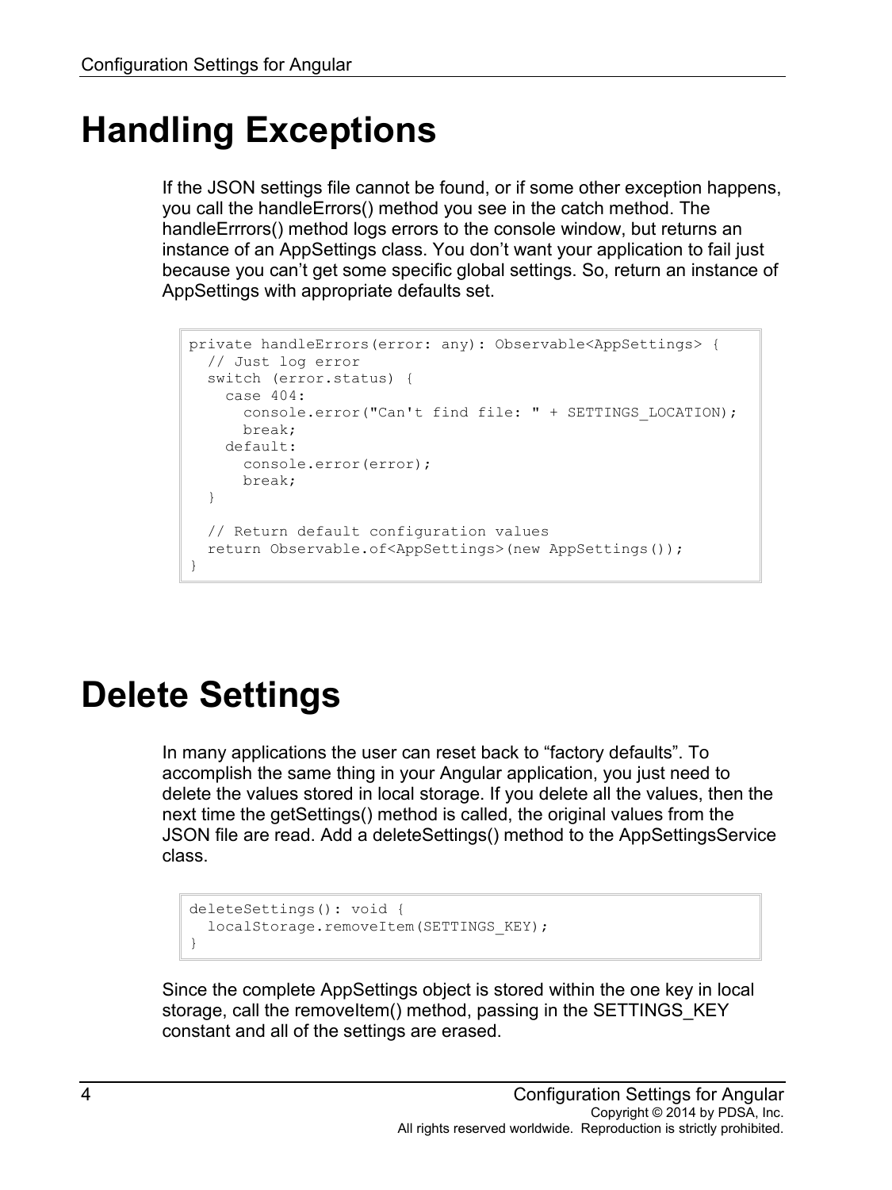# Handling Exceptions

If the JSON settings file cannot be found, or if some other exception happens, you call the handleErrors() method you see in the catch method. The handleErrrors() method logs errors to the console window, but returns an instance of an AppSettings class. You don't want your application to fail just because you can't get some specific global settings. So, return an instance of AppSettings with appropriate defaults set.

```
private handleErrors(error: any): Observable<AppSettings> {
  // Just log error
  switch (error.status) {
    case 404:
      console.error("Can't find file: " + SETTINGS_LOCATION);
      break;
    default:
      console.error(error);
      break;
  }

  // Return default configuration values
  return Observable.of<AppSettings>(new AppSettings());
}
```

# Delete Settings

In many applications the user can reset back to "factory defaults". To accomplish the same thing in your Angular application, you just need to delete the values stored in local storage. If you delete all the values, then the next time the getSettings() method is called, the original values from the JSON file are read. Add a deleteSettings() method to the AppSettingsService class.

```
deleteSettings(): void {
  localStorage.removeItem(SETTINGS_KEY);
}
```

Since the complete AppSettings object is stored within the one key in local storage, call the removeItem() method, passing in the SETTINGS_KEY constant and all of the settings are erased.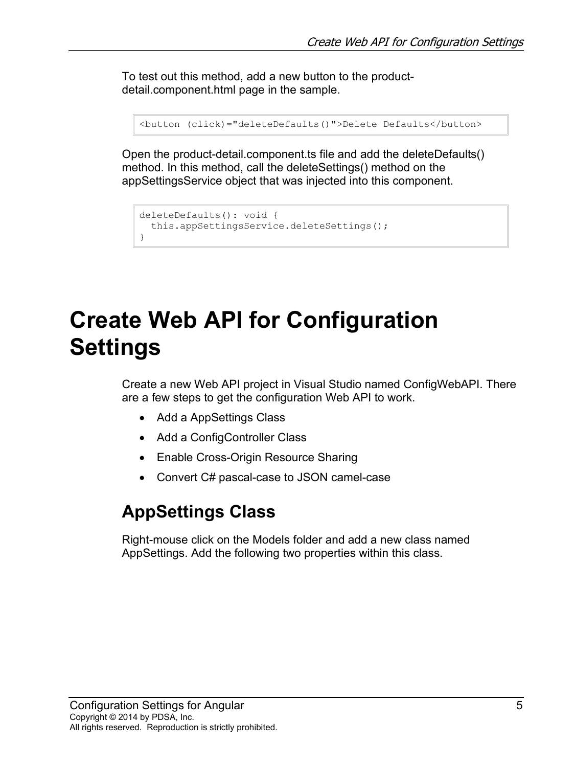To test out this method, add a new button to the product-detail.component.html page in the sample.

```
<button (click)="deleteDefaults()">Delete Defaults</button>
```

Open the product-detail.component.ts file and add the deleteDefaults() method. In this method, call the deleteSettings() method on the appSettingsService object that was injected into this component.

```
deleteDefaults(): void {
  this.appSettingsService.deleteSettings();
}
```

# Create Web API for Configuration Settings

Create a new Web API project in Visual Studio named ConfigWebAPI. There are a few steps to get the configuration Web API to work.

- Add a AppSettings Class
- Add a ConfigController Class
- Enable Cross-Origin Resource Sharing
- Convert C# pascal-case to JSON camel-case

## AppSettings Class

Right-mouse click on the Models folder and add a new class named AppSettings. Add the following two properties within this class.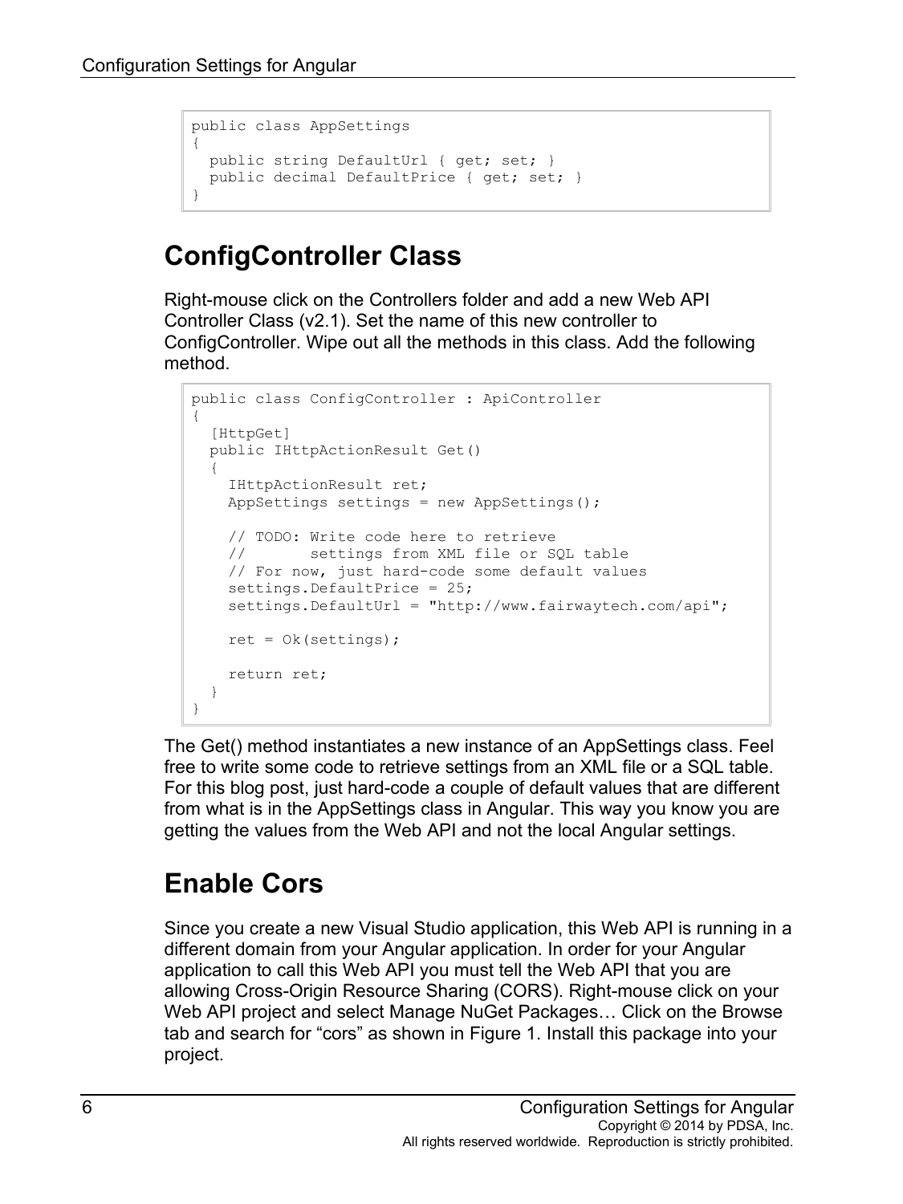```
public class AppSettings
{
  public string DefaultUrl { get; set; }
  public decimal DefaultPrice { get; set; }
}
```

# ConfigController Class

Right-mouse click on the Controllers folder and add a new Web API Controller Class (v2.1). Set the name of this new controller to ConfigController. Wipe out all the methods in this class. Add the following method.

```
public class ConfigController : ApiController
{
  [HttpGet]
  public IHttpActionResult Get()
  {
    IHttpActionResult ret;
    AppSettings settings = new AppSettings();

    // TODO: Write code here to retrieve
    //       settings from XML file or SQL table
    // For now, just hard-code some default values
    settings.DefaultPrice = 25;
    settings.DefaultUrl = "http://www.fairwaytech.com/api";

    ret = Ok(settings);

    return ret;
  }
}
```

The Get() method instantiates a new instance of an AppSettings class. Feel free to write some code to retrieve settings from an XML file or a SQL table. For this blog post, just hard-code a couple of default values that are different from what is in the AppSettings class in Angular. This way you know you are getting the values from the Web API and not the local Angular settings.

# Enable Cors

Since you create a new Visual Studio application, this Web API is running in a different domain from your Angular application. In order for your Angular application to call this Web API you must tell the Web API that you are allowing Cross-Origin Resource Sharing (CORS). Right-mouse click on your Web API project and select Manage NuGet Packages… Click on the Browse tab and search for “cors” as shown in Figure 1. Install this package into your project.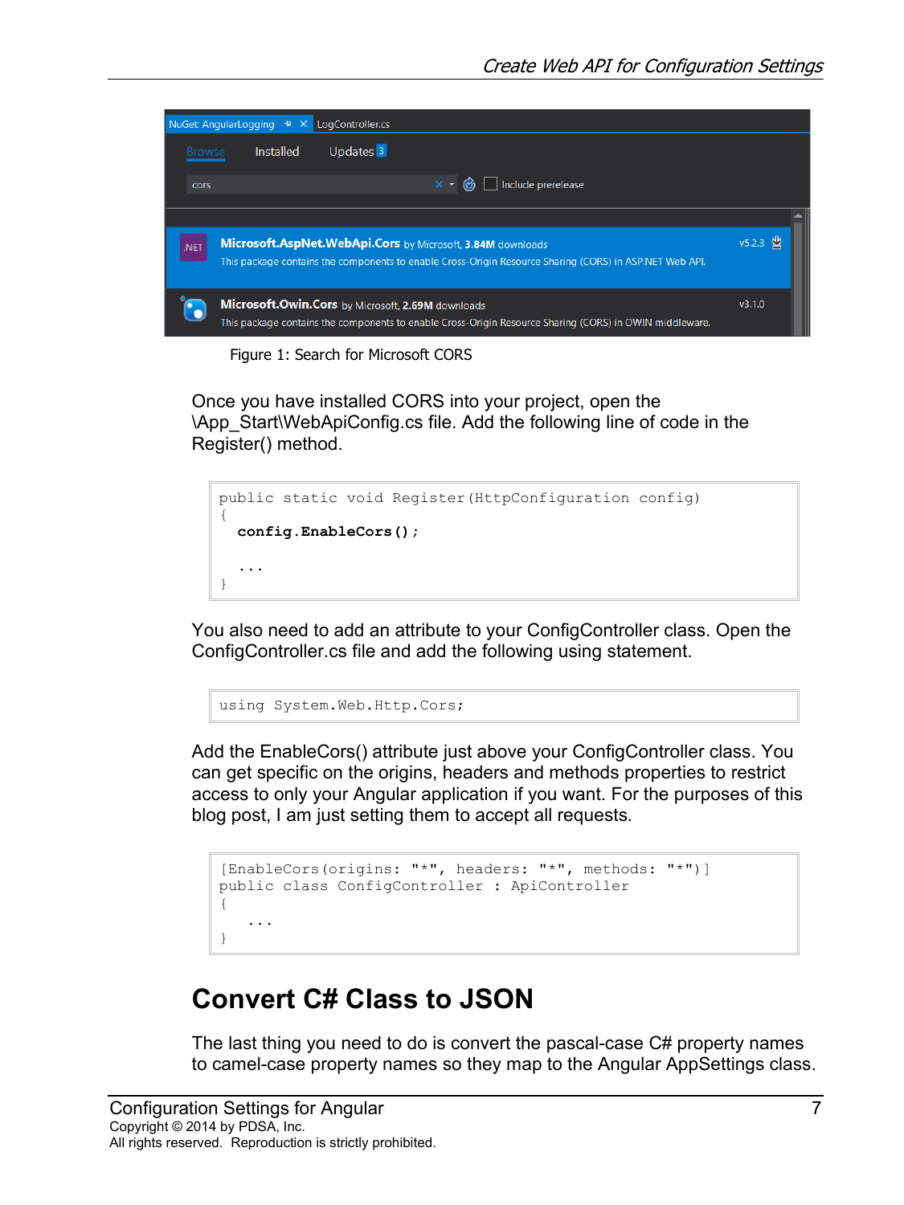Figure 1: Search for Microsoft CORS

Once you have installed CORS into your project, open the \App_Start\WebApiConfig.cs file. Add the following line of code in the Register() method.

```
public static void Register(HttpConfiguration config)
{
  config.EnableCors();

  ...
}
```

You also need to add an attribute to your ConfigController class. Open the ConfigController.cs file and add the following using statement.

```
using System.Web.Http.Cors;
```

Add the EnableCors() attribute just above your ConfigController class. You can get specific on the origins, headers and methods properties to restrict access to only your Angular application if you want. For the purposes of this blog post, I am just setting them to accept all requests.

```
[EnableCors(origins: "*", headers: "*", methods: "*")]
public class ConfigController : ApiController
{
   ...
}
```

# Convert C# Class to JSON

The last thing you need to do is convert the pascal-case C# property names to camel-case property names so they map to the Angular AppSettings class.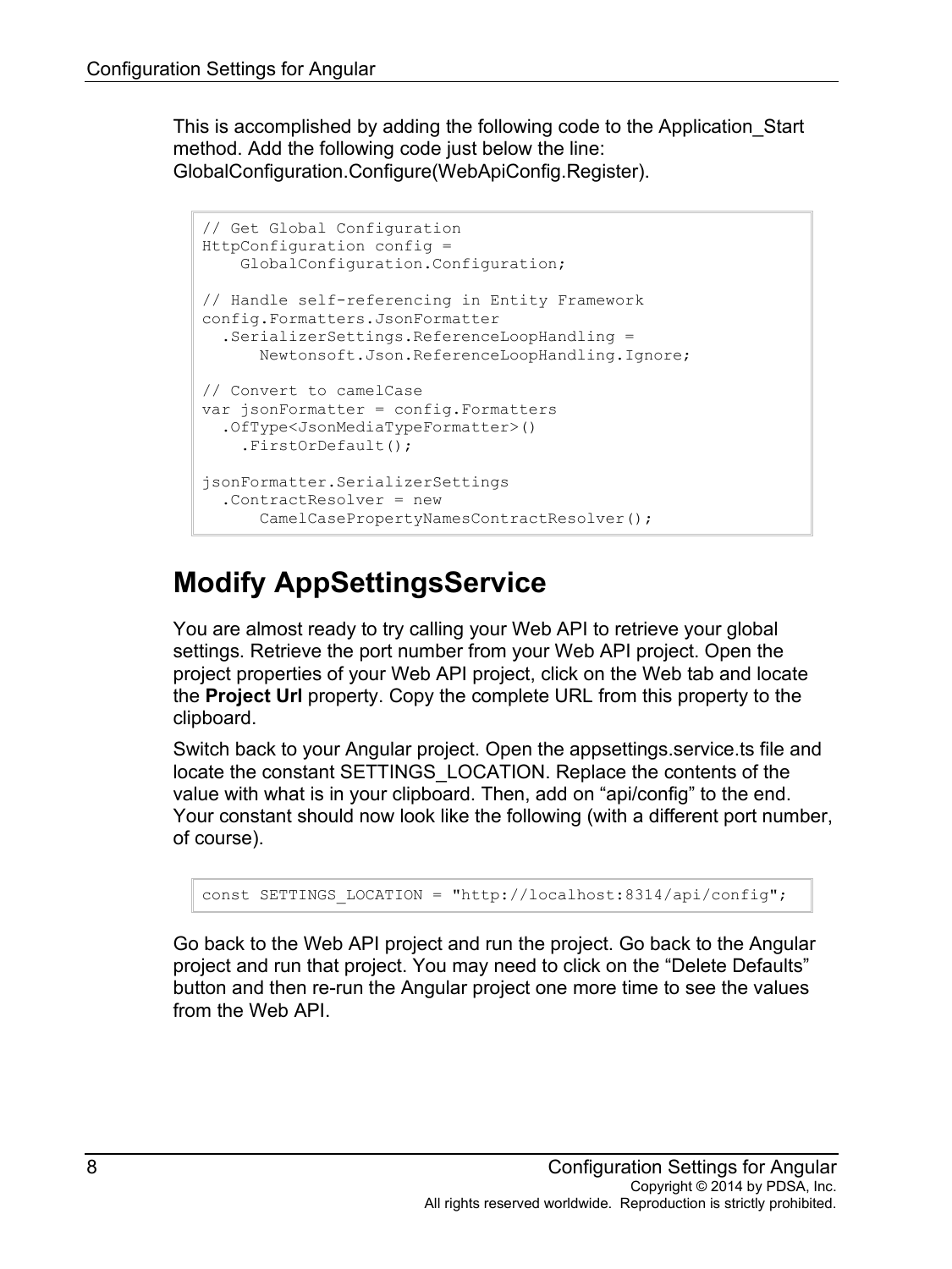This is accomplished by adding the following code to the Application_Start method. Add the following code just below the line: GlobalConfiguration.Configure(WebApiConfig.Register).

```
// Get Global Configuration
HttpConfiguration config =
    GlobalConfiguration.Configuration;

// Handle self-referencing in Entity Framework
config.Formatters.JsonFormatter
  .SerializerSettings.ReferenceLoopHandling =
      Newtonsoft.Json.ReferenceLoopHandling.Ignore;

// Convert to camelCase
var jsonFormatter = config.Formatters
  .OfType<JsonMediaTypeFormatter>()
    .FirstOrDefault();

jsonFormatter.SerializerSettings
  .ContractResolver = new
      CamelCasePropertyNamesContractResolver();
```

## Modify AppSettingsService

You are almost ready to try calling your Web API to retrieve your global settings. Retrieve the port number from your Web API project. Open the project properties of your Web API project, click on the Web tab and locate the **Project Url** property. Copy the complete URL from this property to the clipboard.

Switch back to your Angular project. Open the appsettings.service.ts file and locate the constant SETTINGS_LOCATION. Replace the contents of the value with what is in your clipboard. Then, add on “api/config” to the end. Your constant should now look like the following (with a different port number, of course).

```
const SETTINGS_LOCATION = "http://localhost:8314/api/config";
```

Go back to the Web API project and run the project. Go back to the Angular project and run that project. You may need to click on the “Delete Defaults” button and then re-run the Angular project one more time to see the values from the Web API.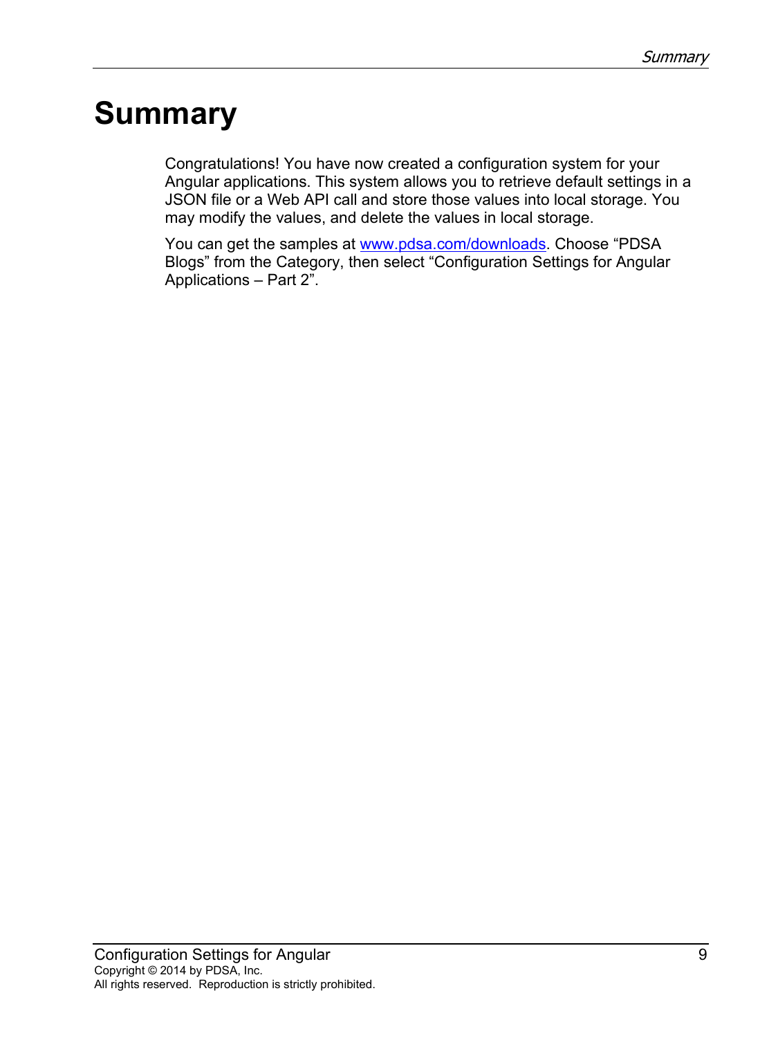# Summary

Congratulations! You have now created a configuration system for your Angular applications. This system allows you to retrieve default settings in a JSON file or a Web API call and store those values into local storage. You may modify the values, and delete the values in local storage.

You can get the samples at [www.pdsa.com/downloads](http://www.pdsa.com/downloads). Choose “PDSA Blogs” from the Category, then select “Configuration Settings for Angular Applications – Part 2”.